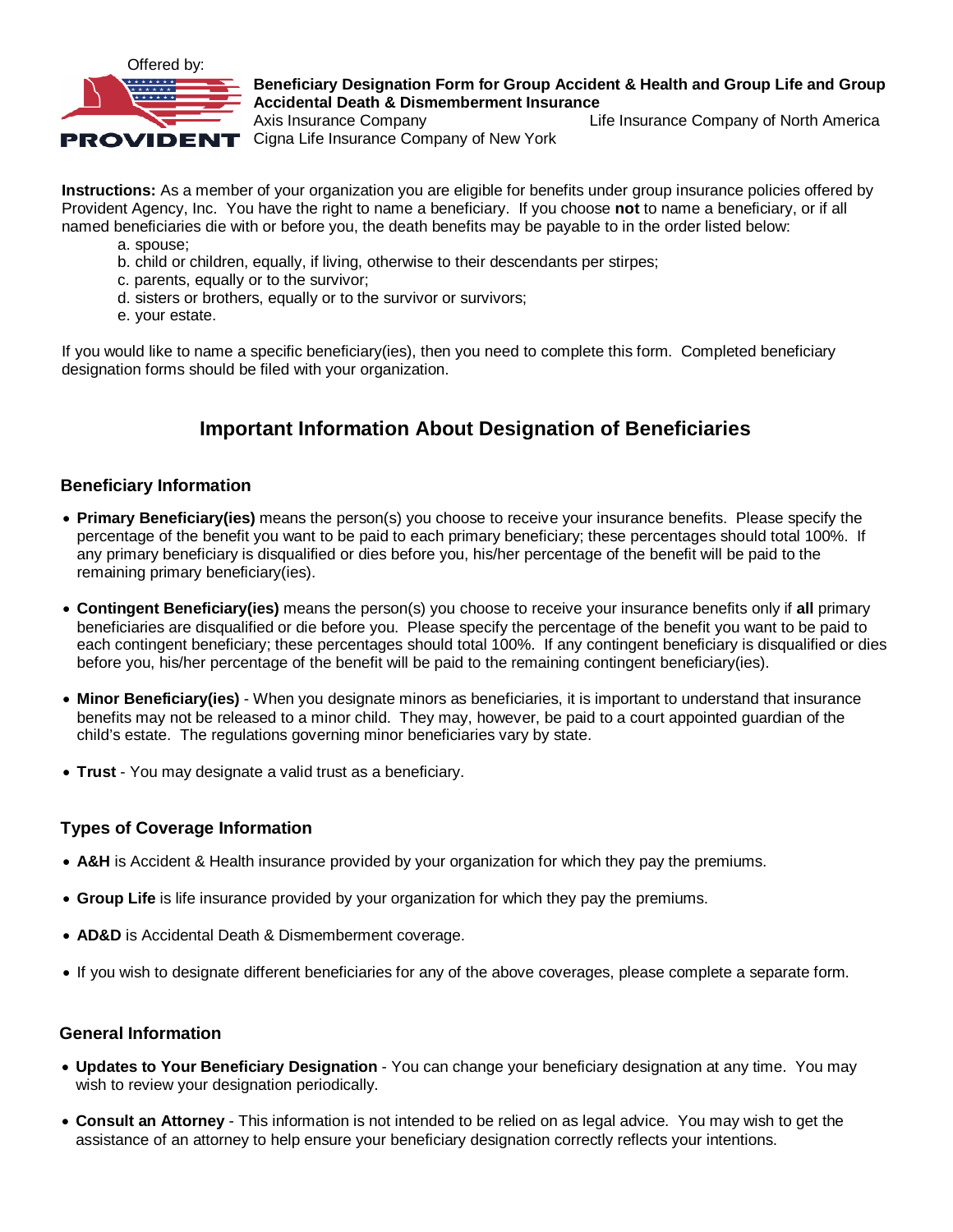Offered by:

PROVIDENT

**Beneficiary Designation Form for Group Accident & Health and Group Life and Group Accidental Death & Dismemberment Insurance**

Axis Insurance Company
Life Insurance Company of North America
Cigna Life Insurance Company of New York

**Instructions:** As a member of your organization you are eligible for benefits under group insurance policies offered by Provident Agency, Inc. You have the right to name a beneficiary. If you choose **not** to name a beneficiary, or if all named beneficiaries die with or before you, the death benefits may be payable to in the order listed below:

a. spouse;
b. child or children, equally, if living, otherwise to their descendants per stirpes;
c. parents, equally or to the survivor;
d. sisters or brothers, equally or to the survivor or survivors;
e. your estate.

If you would like to name a specific beneficiary(ies), then you need to complete this form. Completed beneficiary designation forms should be filed with your organization.

## Important Information About Designation of Beneficiaries

### Beneficiary Information

- **Primary Beneficiary(ies)** means the person(s) you choose to receive your insurance benefits. Please specify the percentage of the benefit you want to be paid to each primary beneficiary; these percentages should total 100%. If any primary beneficiary is disqualified or dies before you, his/her percentage of the benefit will be paid to the remaining primary beneficiary(ies).

- **Contingent Beneficiary(ies)** means the person(s) you choose to receive your insurance benefits only if **all** primary beneficiaries are disqualified or die before you. Please specify the percentage of the benefit you want to be paid to each contingent beneficiary; these percentages should total 100%. If any contingent beneficiary is disqualified or dies before you, his/her percentage of the benefit will be paid to the remaining contingent beneficiary(ies).

- **Minor Beneficiary(ies)** - When you designate minors as beneficiaries, it is important to understand that insurance benefits may not be released to a minor child. They may, however, be paid to a court appointed guardian of the child's estate. The regulations governing minor beneficiaries vary by state.

- **Trust** - You may designate a valid trust as a beneficiary.

### Types of Coverage Information

- **A&H** is Accident & Health insurance provided by your organization for which they pay the premiums.

- **Group Life** is life insurance provided by your organization for which they pay the premiums.

- **AD&D** is Accidental Death & Dismemberment coverage.

- If you wish to designate different beneficiaries for any of the above coverages, please complete a separate form.

### General Information

- **Updates to Your Beneficiary Designation** - You can change your beneficiary designation at any time. You may wish to review your designation periodically.

- **Consult an Attorney** - This information is not intended to be relied on as legal advice. You may wish to get the assistance of an attorney to help ensure your beneficiary designation correctly reflects your intentions.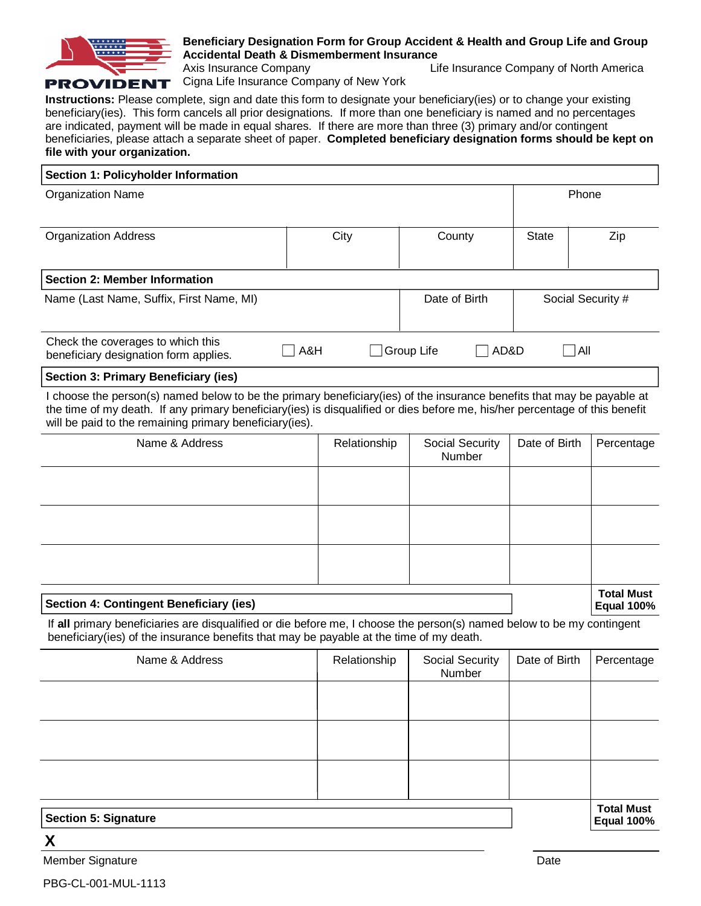**PROVIDENT**

**Beneficiary Designation Form for Group Accident & Health and Group Life and Group Accidental Death & Dismemberment Insurance**

Axis Insurance Company
Life Insurance Company of North America
Cigna Life Insurance Company of New York

**Instructions:** Please complete, sign and date this form to designate your beneficiary(ies) or to change your existing beneficiary(ies). This form cancels all prior designations. If more than one beneficiary is named and no percentages are indicated, payment will be made in equal shares. If there are more than three (3) primary and/or contingent beneficiaries, please attach a separate sheet of paper. **Completed beneficiary designation forms should be kept on file with your organization.**

## Section 1: Policyholder Information

| Organization Name | | | | Phone |
|---|---|---|---|---|
| | | | | |

| Organization Address | City | County | State | Zip |
|---|---|---|---|---|
| | | | | |

## Section 2: Member Information

| Name (Last Name, Suffix, First Name, MI) | Date of Birth | Social Security # |
|---|---|---|
| | | |

Check the coverages to which this beneficiary designation form applies. ☐ A&H ☐ Group Life ☐ AD&D ☐ All

## Section 3: Primary Beneficiary (ies)

I choose the person(s) named below to be the primary beneficiary(ies) of the insurance benefits that may be payable at the time of my death. If any primary beneficiary(ies) is disqualified or dies before me, his/her percentage of this benefit will be paid to the remaining primary beneficiary(ies).

| Name & Address | Relationship | Social Security Number | Date of Birth | Percentage |
|---|---|---|---|---|
| | | | | |
| | | | | |
| | | | | |
| | | | | **Total Must Equal 100%** |

## Section 4: Contingent Beneficiary (ies)

If **all** primary beneficiaries are disqualified or die before me, I choose the person(s) named below to be my contingent beneficiary(ies) of the insurance benefits that may be payable at the time of my death.

| Name & Address | Relationship | Social Security Number | Date of Birth | Percentage |
|---|---|---|---|---|
| | | | | |
| | | | | |
| | | | | |
| | | | | **Total Must Equal 100%** |

## Section 5: Signature

**X**

Member Signature

Date

PBG-CL-001-MUL-1113